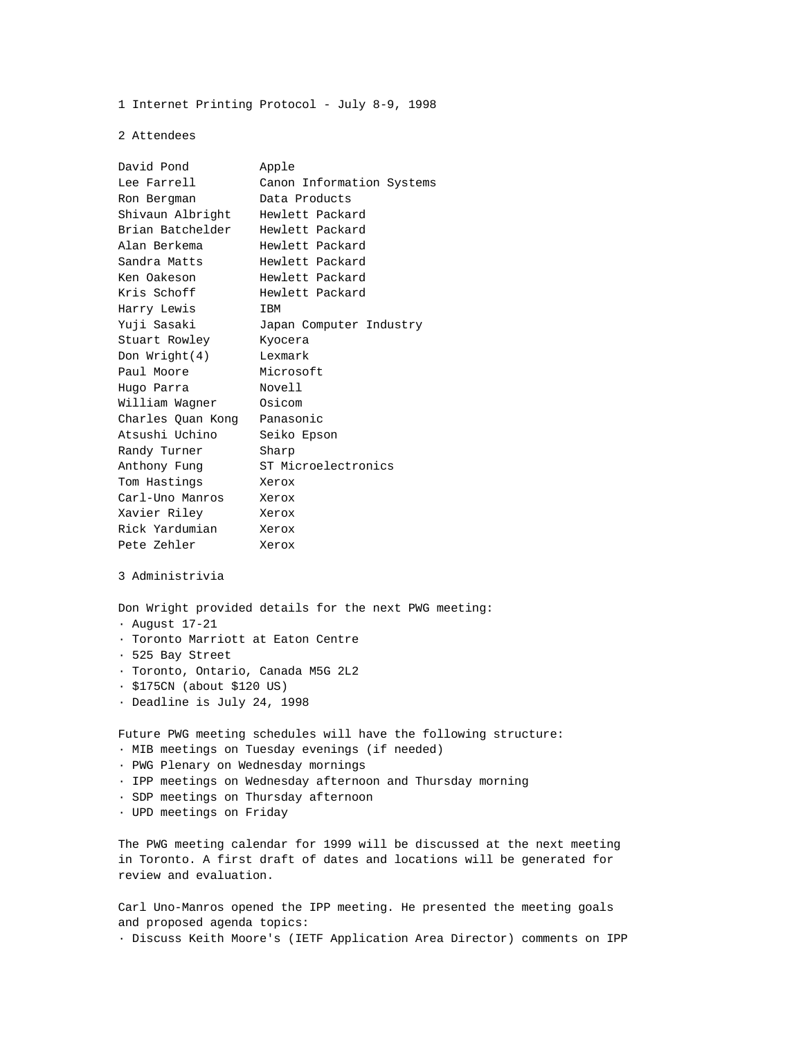# 1 Internet Printing Protocol - July 8-9, 1998

## 2 Attendees

| | |
|---|---|
| David Pond | Apple |
| Lee Farrell | Canon Information Systems |
| Ron Bergman | Data Products |
| Shivaun Albright | Hewlett Packard |
| Brian Batchelder | Hewlett Packard |
| Alan Berkema | Hewlett Packard |
| Sandra Matts | Hewlett Packard |
| Ken Oakeson | Hewlett Packard |
| Kris Schoff | Hewlett Packard |
| Harry Lewis | IBM |
| Yuji Sasaki | Japan Computer Industry |
| Stuart Rowley | Kyocera |
| Don Wright(4) | Lexmark |
| Paul Moore | Microsoft |
| Hugo Parra | Novell |
| William Wagner | Osicom |
| Charles Quan Kong | Panasonic |
| Atsushi Uchino | Seiko Epson |
| Randy Turner | Sharp |
| Anthony Fung | ST Microelectronics |
| Tom Hastings | Xerox |
| Carl-Uno Manros | Xerox |
| Xavier Riley | Xerox |
| Rick Yardumian | Xerox |
| Pete Zehler | Xerox |

## 3 Administrivia

Don Wright provided details for the next PWG meeting:

- August 17-21
- Toronto Marriott at Eaton Centre
- 525 Bay Street
- Toronto, Ontario, Canada M5G 2L2
- $175CN (about $120 US)
- Deadline is July 24, 1998

Future PWG meeting schedules will have the following structure:

- MIB meetings on Tuesday evenings (if needed)
- PWG Plenary on Wednesday mornings
- IPP meetings on Wednesday afternoon and Thursday morning
- SDP meetings on Thursday afternoon
- UPD meetings on Friday

The PWG meeting calendar for 1999 will be discussed at the next meeting in Toronto. A first draft of dates and locations will be generated for review and evaluation.

Carl Uno-Manros opened the IPP meeting. He presented the meeting goals and proposed agenda topics:

- Discuss Keith Moore's (IETF Application Area Director) comments on IPP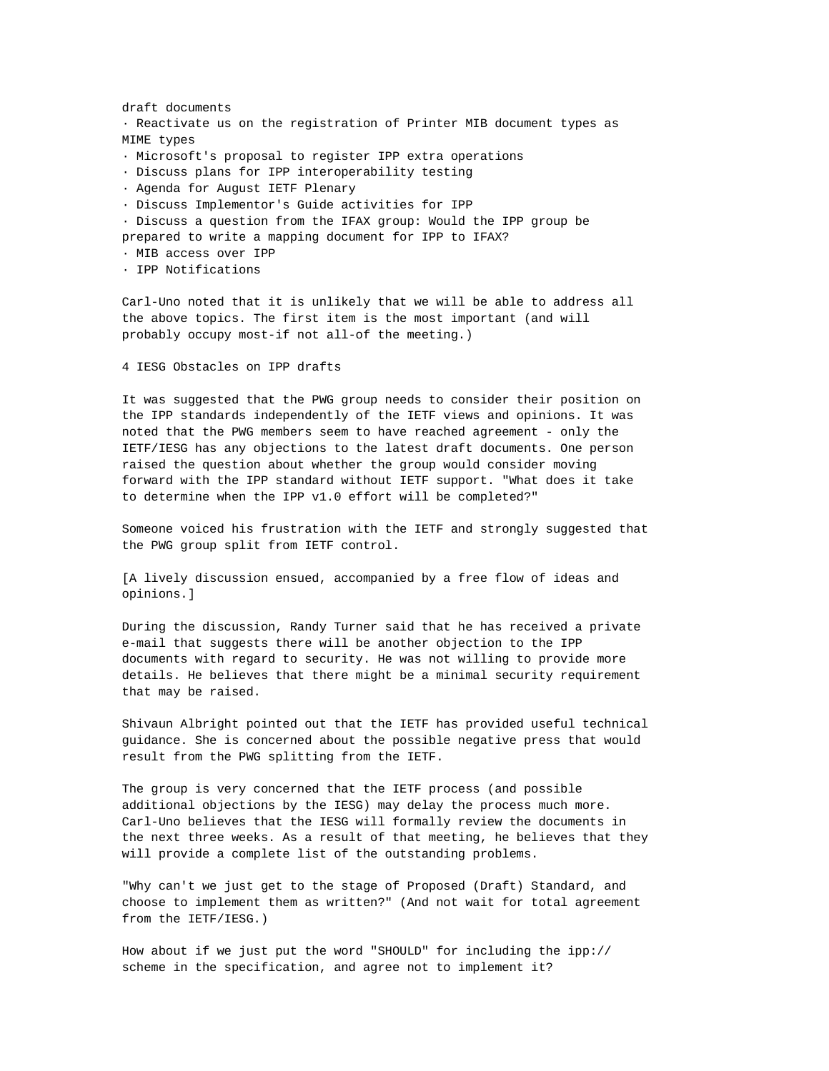draft documents

- Reactivate us on the registration of Printer MIB document types as MIME types
- Microsoft's proposal to register IPP extra operations
- Discuss plans for IPP interoperability testing
- Agenda for August IETF Plenary
- Discuss Implementor's Guide activities for IPP
- Discuss a question from the IFAX group: Would the IPP group be prepared to write a mapping document for IPP to IFAX?
- MIB access over IPP
- IPP Notifications

Carl-Uno noted that it is unlikely that we will be able to address all the above topics. The first item is the most important (and will probably occupy most-if not all-of the meeting.)

## 4 IESG Obstacles on IPP drafts

It was suggested that the PWG group needs to consider their position on the IPP standards independently of the IETF views and opinions. It was noted that the PWG members seem to have reached agreement - only the IETF/IESG has any objections to the latest draft documents. One person raised the question about whether the group would consider moving forward with the IPP standard without IETF support. "What does it take to determine when the IPP v1.0 effort will be completed?"

Someone voiced his frustration with the IETF and strongly suggested that the PWG group split from IETF control.

[A lively discussion ensued, accompanied by a free flow of ideas and opinions.]

During the discussion, Randy Turner said that he has received a private e-mail that suggests there will be another objection to the IPP documents with regard to security. He was not willing to provide more details. He believes that there might be a minimal security requirement that may be raised.

Shivaun Albright pointed out that the IETF has provided useful technical guidance. She is concerned about the possible negative press that would result from the PWG splitting from the IETF.

The group is very concerned that the IETF process (and possible additional objections by the IESG) may delay the process much more. Carl-Uno believes that the IESG will formally review the documents in the next three weeks. As a result of that meeting, he believes that they will provide a complete list of the outstanding problems.

"Why can't we just get to the stage of Proposed (Draft) Standard, and choose to implement them as written?" (And not wait for total agreement from the IETF/IESG.)

How about if we just put the word "SHOULD" for including the ipp:// scheme in the specification, and agree not to implement it?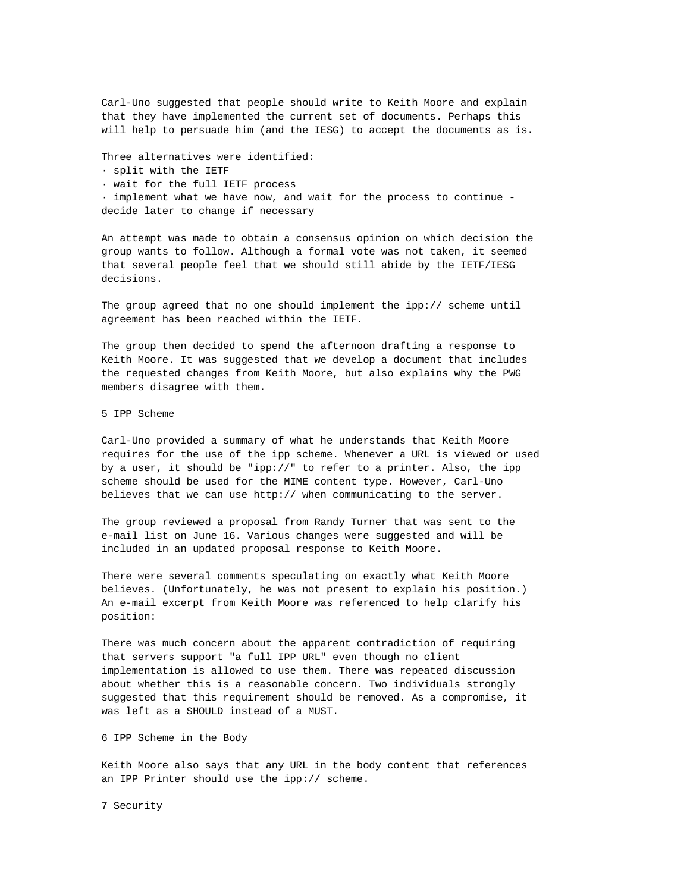Carl-Uno suggested that people should write to Keith Moore and explain that they have implemented the current set of documents. Perhaps this will help to persuade him (and the IESG) to accept the documents as is.

Three alternatives were identified:

- split with the IETF
- wait for the full IETF process
- implement what we have now, and wait for the process to continue - decide later to change if necessary

An attempt was made to obtain a consensus opinion on which decision the group wants to follow. Although a formal vote was not taken, it seemed that several people feel that we should still abide by the IETF/IESG decisions.

The group agreed that no one should implement the ipp:// scheme until agreement has been reached within the IETF.

The group then decided to spend the afternoon drafting a response to Keith Moore. It was suggested that we develop a document that includes the requested changes from Keith Moore, but also explains why the PWG members disagree with them.

## 5 IPP Scheme

Carl-Uno provided a summary of what he understands that Keith Moore requires for the use of the ipp scheme. Whenever a URL is viewed or used by a user, it should be "ipp://" to refer to a printer. Also, the ipp scheme should be used for the MIME content type. However, Carl-Uno believes that we can use http:// when communicating to the server.

The group reviewed a proposal from Randy Turner that was sent to the e-mail list on June 16. Various changes were suggested and will be included in an updated proposal response to Keith Moore.

There were several comments speculating on exactly what Keith Moore believes. (Unfortunately, he was not present to explain his position.) An e-mail excerpt from Keith Moore was referenced to help clarify his position:

There was much concern about the apparent contradiction of requiring that servers support "a full IPP URL" even though no client implementation is allowed to use them. There was repeated discussion about whether this is a reasonable concern. Two individuals strongly suggested that this requirement should be removed. As a compromise, it was left as a SHOULD instead of a MUST.

## 6 IPP Scheme in the Body

Keith Moore also says that any URL in the body content that references an IPP Printer should use the ipp:// scheme.

## 7 Security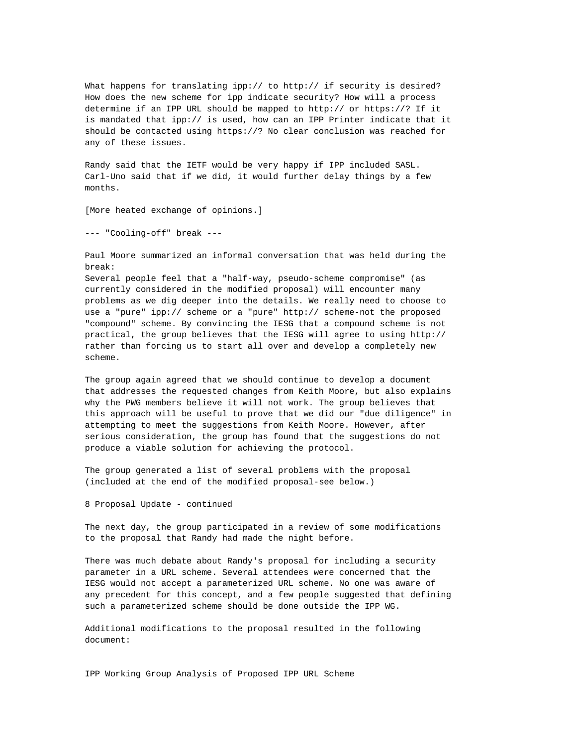What happens for translating ipp:// to http:// if security is desired? How does the new scheme for ipp indicate security? How will a process determine if an IPP URL should be mapped to http:// or https://? If it is mandated that ipp:// is used, how can an IPP Printer indicate that it should be contacted using https://? No clear conclusion was reached for any of these issues.

Randy said that the IETF would be very happy if IPP included SASL. Carl-Uno said that if we did, it would further delay things by a few months.

[More heated exchange of opinions.]

--- "Cooling-off" break ---

Paul Moore summarized an informal conversation that was held during the break:
Several people feel that a "half-way, pseudo-scheme compromise" (as currently considered in the modified proposal) will encounter many problems as we dig deeper into the details. We really need to choose to use a "pure" ipp:// scheme or a "pure" http:// scheme-not the proposed "compound" scheme. By convincing the IESG that a compound scheme is not practical, the group believes that the IESG will agree to using http:// rather than forcing us to start all over and develop a completely new scheme.

The group again agreed that we should continue to develop a document that addresses the requested changes from Keith Moore, but also explains why the PWG members believe it will not work. The group believes that this approach will be useful to prove that we did our "due diligence" in attempting to meet the suggestions from Keith Moore. However, after serious consideration, the group has found that the suggestions do not produce a viable solution for achieving the protocol.

The group generated a list of several problems with the proposal (included at the end of the modified proposal-see below.)

8 Proposal Update - continued

The next day, the group participated in a review of some modifications to the proposal that Randy had made the night before.

There was much debate about Randy's proposal for including a security parameter in a URL scheme. Several attendees were concerned that the IESG would not accept a parameterized URL scheme. No one was aware of any precedent for this concept, and a few people suggested that defining such a parameterized scheme should be done outside the IPP WG.

Additional modifications to the proposal resulted in the following document:

IPP Working Group Analysis of Proposed IPP URL Scheme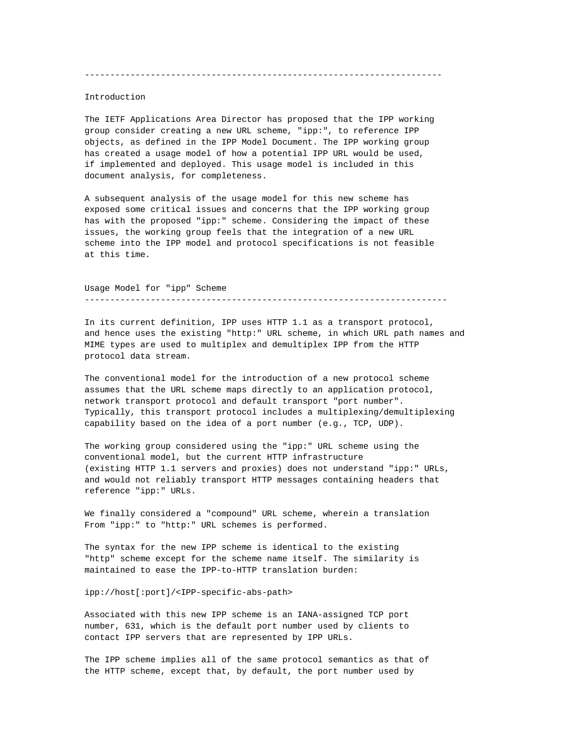---

## Introduction

The IETF Applications Area Director has proposed that the IPP working group consider creating a new URL scheme, "ipp:", to reference IPP objects, as defined in the IPP Model Document. The IPP working group has created a usage model of how a potential IPP URL would be used, if implemented and deployed. This usage model is included in this document analysis, for completeness.

A subsequent analysis of the usage model for this new scheme has exposed some critical issues and concerns that the IPP working group has with the proposed "ipp:" scheme. Considering the impact of these issues, the working group feels that the integration of a new URL scheme into the IPP model and protocol specifications is not feasible at this time.

## Usage Model for "ipp" Scheme

---

In its current definition, IPP uses HTTP 1.1 as a transport protocol, and hence uses the existing "http:" URL scheme, in which URL path names and MIME types are used to multiplex and demultiplex IPP from the HTTP protocol data stream.

The conventional model for the introduction of a new protocol scheme assumes that the URL scheme maps directly to an application protocol, network transport protocol and default transport "port number". Typically, this transport protocol includes a multiplexing/demultiplexing capability based on the idea of a port number (e.g., TCP, UDP).

The working group considered using the "ipp:" URL scheme using the conventional model, but the current HTTP infrastructure (existing HTTP 1.1 servers and proxies) does not understand "ipp:" URLs, and would not reliably transport HTTP messages containing headers that reference "ipp:" URLs.

We finally considered a "compound" URL scheme, wherein a translation From "ipp:" to "http:" URL schemes is performed.

The syntax for the new IPP scheme is identical to the existing "http" scheme except for the scheme name itself. The similarity is maintained to ease the IPP-to-HTTP translation burden:

```
ipp://host[:port]/<IPP-specific-abs-path>
```

Associated with this new IPP scheme is an IANA-assigned TCP port number, 631, which is the default port number used by clients to contact IPP servers that are represented by IPP URLs.

The IPP scheme implies all of the same protocol semantics as that of the HTTP scheme, except that, by default, the port number used by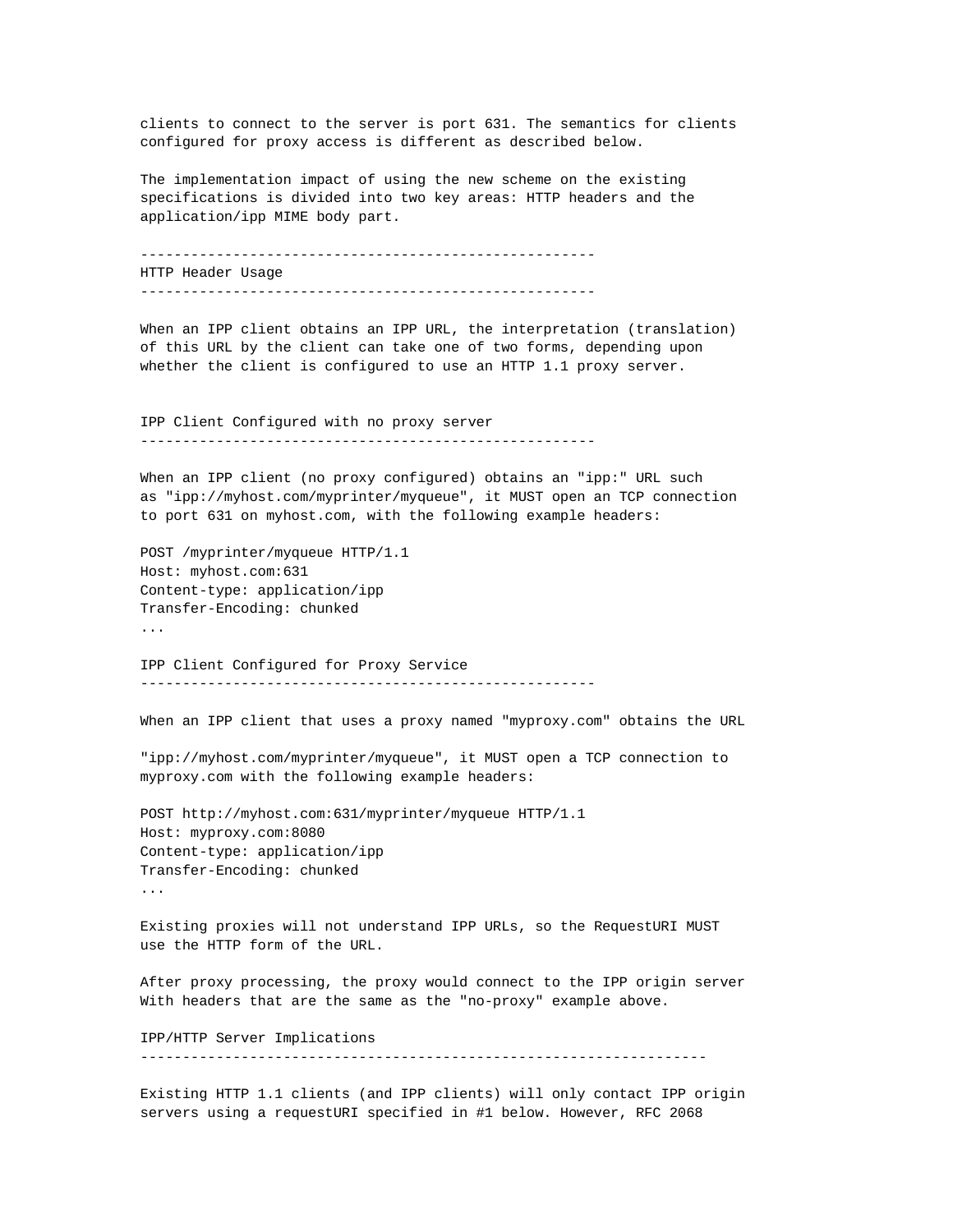clients to connect to the server is port 631. The semantics for clients configured for proxy access is different as described below.

The implementation impact of using the new scheme on the existing specifications is divided into two key areas: HTTP headers and the application/ipp MIME body part.

## HTTP Header Usage

When an IPP client obtains an IPP URL, the interpretation (translation) of this URL by the client can take one of two forms, depending upon whether the client is configured to use an HTTP 1.1 proxy server.

### IPP Client Configured with no proxy server

When an IPP client (no proxy configured) obtains an "ipp:" URL such as "ipp://myhost.com/myprinter/myqueue", it MUST open an TCP connection to port 631 on myhost.com, with the following example headers:

```
POST /myprinter/myqueue HTTP/1.1
Host: myhost.com:631
Content-type: application/ipp
Transfer-Encoding: chunked
...
```

### IPP Client Configured for Proxy Service

When an IPP client that uses a proxy named "myproxy.com" obtains the URL

"ipp://myhost.com/myprinter/myqueue", it MUST open a TCP connection to myproxy.com with the following example headers:

```
POST http://myhost.com:631/myprinter/myqueue HTTP/1.1
Host: myproxy.com:8080
Content-type: application/ipp
Transfer-Encoding: chunked
...
```

Existing proxies will not understand IPP URLs, so the RequestURI MUST use the HTTP form of the URL.

After proxy processing, the proxy would connect to the IPP origin server With headers that are the same as the "no-proxy" example above.

## IPP/HTTP Server Implications

Existing HTTP 1.1 clients (and IPP clients) will only contact IPP origin servers using a requestURI specified in #1 below. However, RFC 2068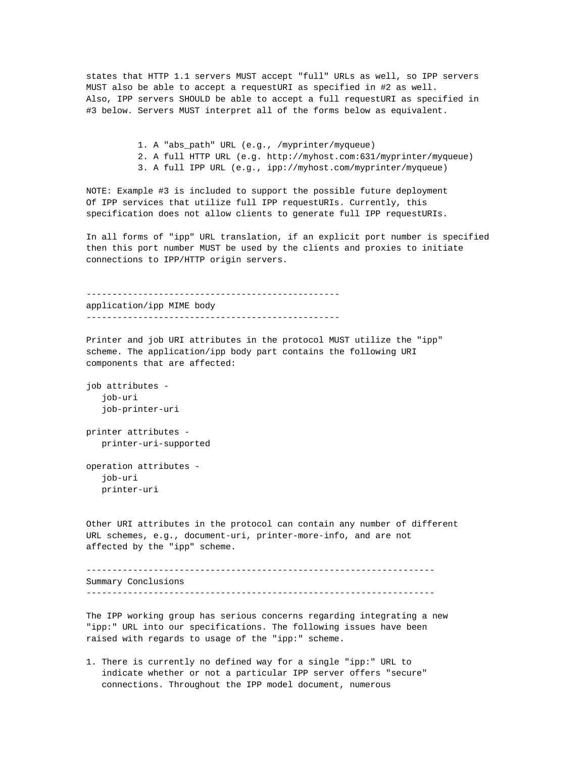states that HTTP 1.1 servers MUST accept "full" URLs as well, so IPP servers MUST also be able to accept a requestURI as specified in #2 as well. Also, IPP servers SHOULD be able to accept a full requestURI as specified in #3 below. Servers MUST interpret all of the forms below as equivalent.

1. A "abs_path" URL (e.g., /myprinter/myqueue)
2. A full HTTP URL (e.g. http://myhost.com:631/myprinter/myqueue)
3. A full IPP URL (e.g., ipp://myhost.com/myprinter/myqueue)

NOTE: Example #3 is included to support the possible future deployment Of IPP services that utilize full IPP requestURIs. Currently, this specification does not allow clients to generate full IPP requestURIs.

In all forms of "ipp" URL translation, if an explicit port number is specified then this port number MUST be used by the clients and proxies to initiate connections to IPP/HTTP origin servers.

## application/ipp MIME body

Printer and job URI attributes in the protocol MUST utilize the "ipp" scheme. The application/ipp body part contains the following URI components that are affected:

job attributes -
- job-uri
- job-printer-uri

printer attributes -
- printer-uri-supported

operation attributes -
- job-uri
- printer-uri

Other URI attributes in the protocol can contain any number of different URL schemes, e.g., document-uri, printer-more-info, and are not affected by the "ipp" scheme.

## Summary Conclusions

The IPP working group has serious concerns regarding integrating a new "ipp:" URL into our specifications. The following issues have been raised with regards to usage of the "ipp:" scheme.

1. There is currently no defined way for a single "ipp:" URL to indicate whether or not a particular IPP server offers "secure" connections. Throughout the IPP model document, numerous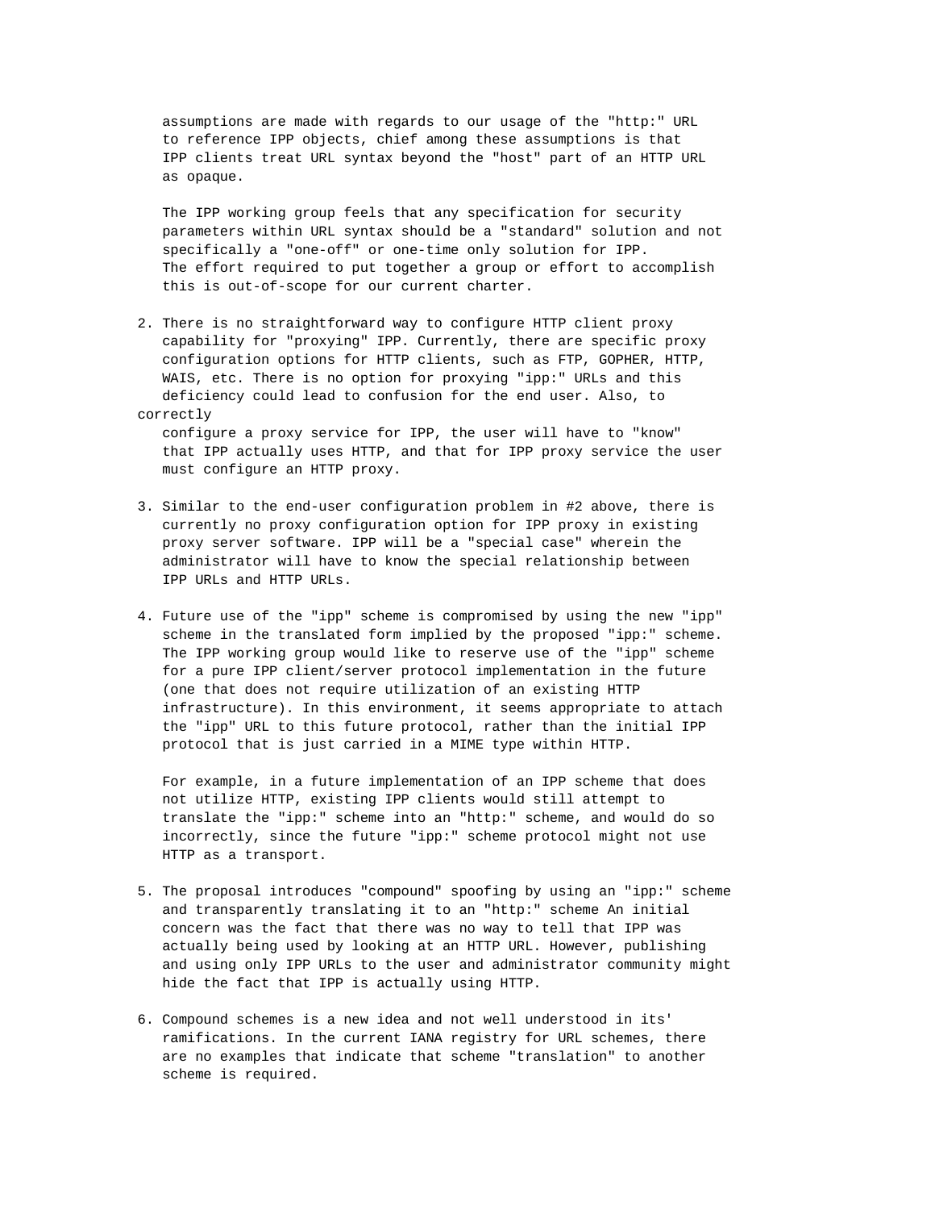assumptions are made with regards to our usage of the "http:" URL to reference IPP objects, chief among these assumptions is that IPP clients treat URL syntax beyond the "host" part of an HTTP URL as opaque.

The IPP working group feels that any specification for security parameters within URL syntax should be a "standard" solution and not specifically a "one-off" or one-time only solution for IPP. The effort required to put together a group or effort to accomplish this is out-of-scope for our current charter.

2. There is no straightforward way to configure HTTP client proxy capability for "proxying" IPP. Currently, there are specific proxy configuration options for HTTP clients, such as FTP, GOPHER, HTTP, WAIS, etc. There is no option for proxying "ipp:" URLs and this deficiency could lead to confusion for the end user. Also, to correctly configure a proxy service for IPP, the user will have to "know" that IPP actually uses HTTP, and that for IPP proxy service the user must configure an HTTP proxy.

3. Similar to the end-user configuration problem in #2 above, there is currently no proxy configuration option for IPP proxy in existing proxy server software. IPP will be a "special case" wherein the administrator will have to know the special relationship between IPP URLs and HTTP URLs.

4. Future use of the "ipp" scheme is compromised by using the new "ipp" scheme in the translated form implied by the proposed "ipp:" scheme. The IPP working group would like to reserve use of the "ipp" scheme for a pure IPP client/server protocol implementation in the future (one that does not require utilization of an existing HTTP infrastructure). In this environment, it seems appropriate to attach the "ipp" URL to this future protocol, rather than the initial IPP protocol that is just carried in a MIME type within HTTP.

   For example, in a future implementation of an IPP scheme that does not utilize HTTP, existing IPP clients would still attempt to translate the "ipp:" scheme into an "http:" scheme, and would do so incorrectly, since the future "ipp:" scheme protocol might not use HTTP as a transport.

5. The proposal introduces "compound" spoofing by using an "ipp:" scheme and transparently translating it to an "http:" scheme An initial concern was the fact that there was no way to tell that IPP was actually being used by looking at an HTTP URL. However, publishing and using only IPP URLs to the user and administrator community might hide the fact that IPP is actually using HTTP.

6. Compound schemes is a new idea and not well understood in its' ramifications. In the current IANA registry for URL schemes, there are no examples that indicate that scheme "translation" to another scheme is required.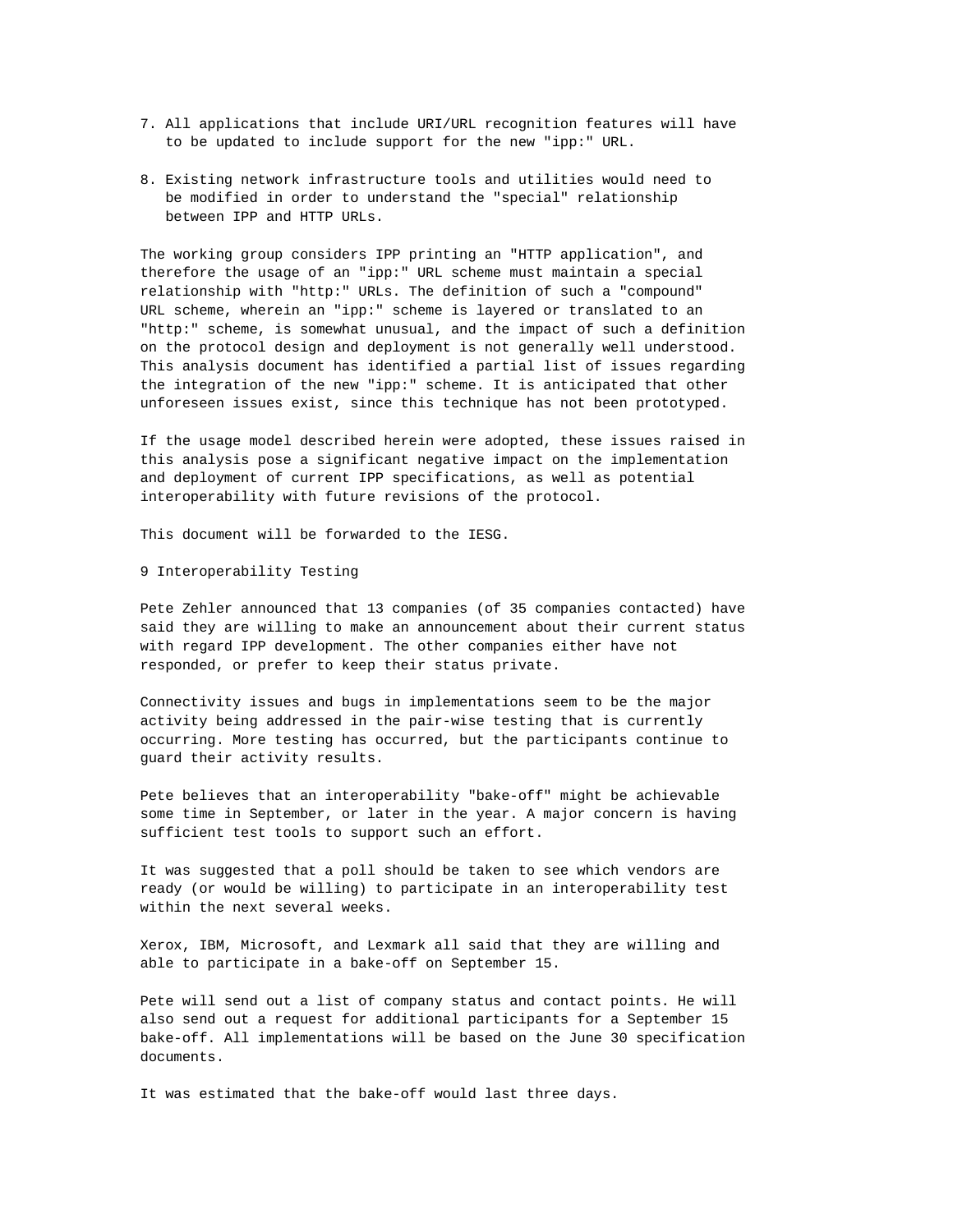7. All applications that include URI/URL recognition features will have to be updated to include support for the new "ipp:" URL.

8. Existing network infrastructure tools and utilities would need to be modified in order to understand the "special" relationship between IPP and HTTP URLs.

The working group considers IPP printing an "HTTP application", and therefore the usage of an "ipp:" URL scheme must maintain a special relationship with "http:" URLs. The definition of such a "compound" URL scheme, wherein an "ipp:" scheme is layered or translated to an "http:" scheme, is somewhat unusual, and the impact of such a definition on the protocol design and deployment is not generally well understood. This analysis document has identified a partial list of issues regarding the integration of the new "ipp:" scheme. It is anticipated that other unforeseen issues exist, since this technique has not been prototyped.

If the usage model described herein were adopted, these issues raised in this analysis pose a significant negative impact on the implementation and deployment of current IPP specifications, as well as potential interoperability with future revisions of the protocol.

This document will be forwarded to the IESG.

## 9 Interoperability Testing

Pete Zehler announced that 13 companies (of 35 companies contacted) have said they are willing to make an announcement about their current status with regard IPP development. The other companies either have not responded, or prefer to keep their status private.

Connectivity issues and bugs in implementations seem to be the major activity being addressed in the pair-wise testing that is currently occurring. More testing has occurred, but the participants continue to guard their activity results.

Pete believes that an interoperability "bake-off" might be achievable some time in September, or later in the year. A major concern is having sufficient test tools to support such an effort.

It was suggested that a poll should be taken to see which vendors are ready (or would be willing) to participate in an interoperability test within the next several weeks.

Xerox, IBM, Microsoft, and Lexmark all said that they are willing and able to participate in a bake-off on September 15.

Pete will send out a list of company status and contact points. He will also send out a request for additional participants for a September 15 bake-off. All implementations will be based on the June 30 specification documents.

It was estimated that the bake-off would last three days.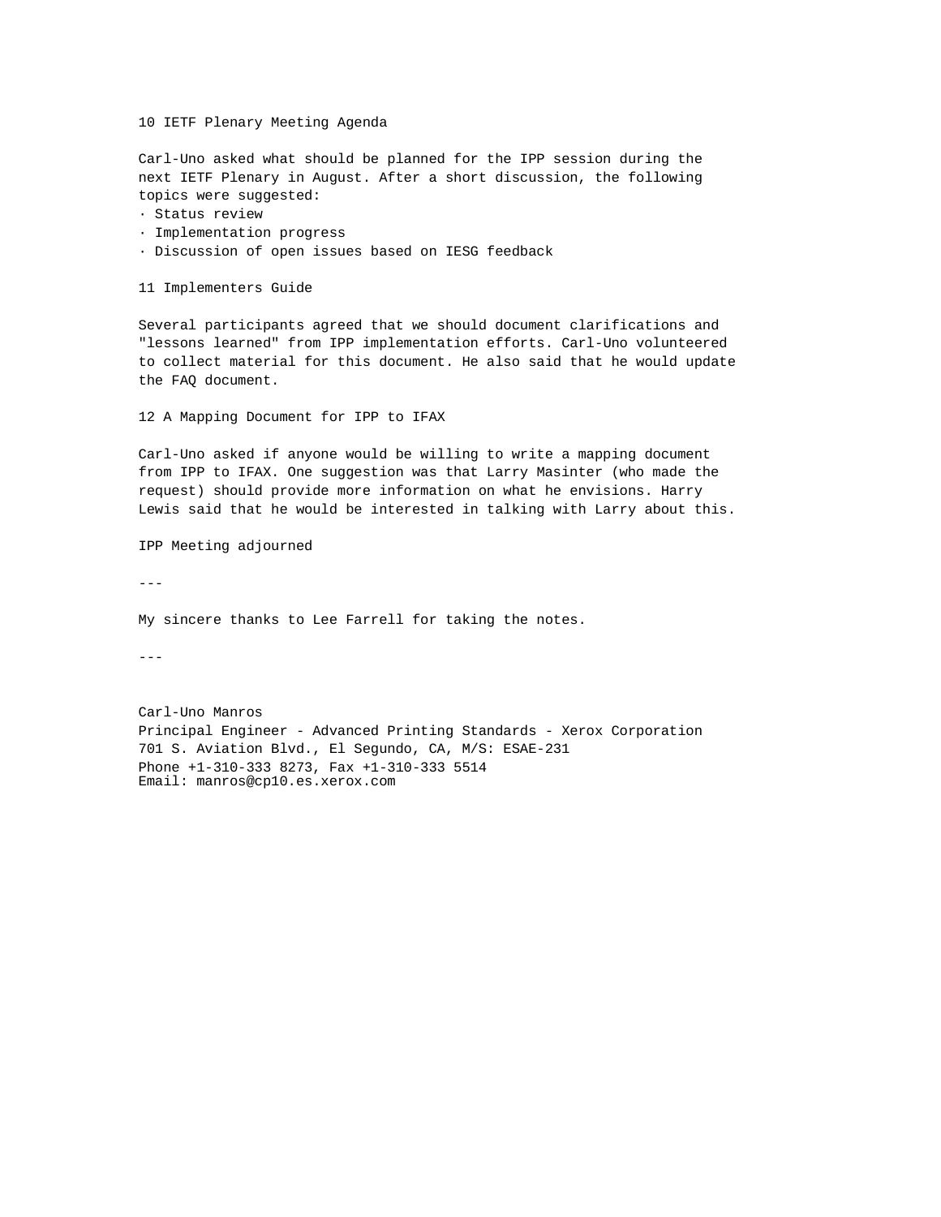## 10 IETF Plenary Meeting Agenda

Carl-Uno asked what should be planned for the IPP session during the next IETF Plenary in August. After a short discussion, the following topics were suggested:

- Status review
- Implementation progress
- Discussion of open issues based on IESG feedback

## 11 Implementers Guide

Several participants agreed that we should document clarifications and "lessons learned" from IPP implementation efforts. Carl-Uno volunteered to collect material for this document. He also said that he would update the FAQ document.

## 12 A Mapping Document for IPP to IFAX

Carl-Uno asked if anyone would be willing to write a mapping document from IPP to IFAX. One suggestion was that Larry Masinter (who made the request) should provide more information on what he envisions. Harry Lewis said that he would be interested in talking with Larry about this.

IPP Meeting adjourned

---

My sincere thanks to Lee Farrell for taking the notes.

---

Carl-Uno Manros
Principal Engineer - Advanced Printing Standards - Xerox Corporation
701 S. Aviation Blvd., El Segundo, CA, M/S: ESAE-231
Phone +1-310-333 8273, Fax +1-310-333 5514
Email: manros@cp10.es.xerox.com